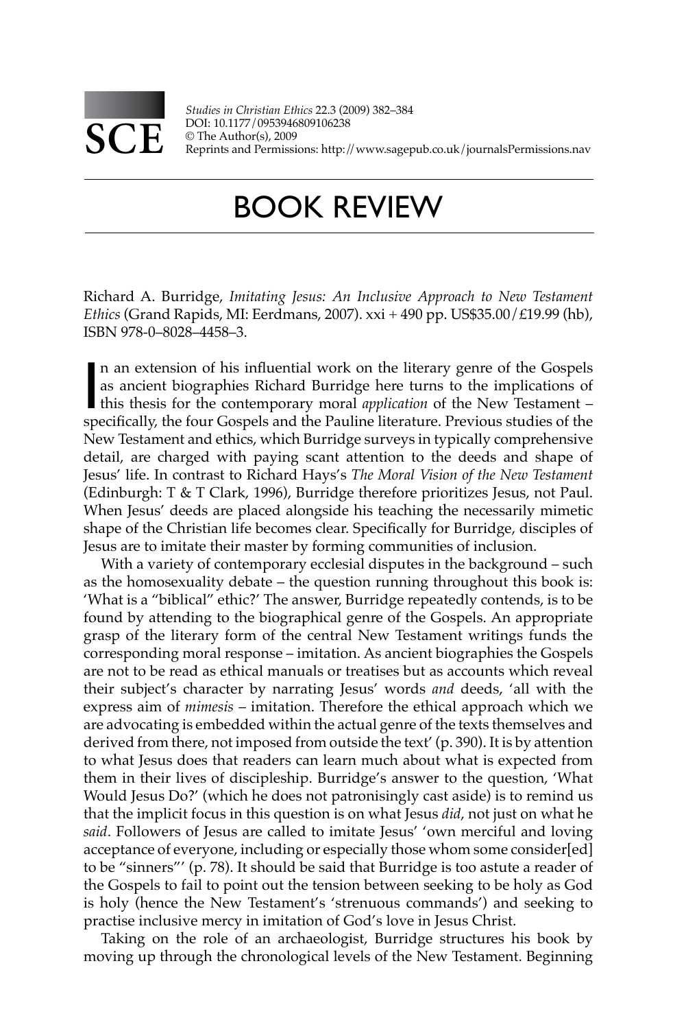# BOOK REVIEW

Richard A. Burridge, *Imitating Jesus: An Inclusive Approach to New Testament Ethics* (Grand Rapids, MI: Eerdmans, 2007). xxi + 490 pp. US$35.00/£19.99 (hb), ISBN 978-0–8028–4458–3.

In an extension of his influential work on the literary genre of the Gospels as ancient biographies Richard Burridge here turns to the implications of this thesis for the contemporary moral *application* of the New Testament – specifically, the four Gospels and the Pauline literature. Previous studies of the New Testament and ethics, which Burridge surveys in typically comprehensive detail, are charged with paying scant attention to the deeds and shape of Jesus' life. In contrast to Richard Hays's *The Moral Vision of the New Testament* (Edinburgh: T & T Clark, 1996), Burridge therefore prioritizes Jesus, not Paul. When Jesus' deeds are placed alongside his teaching the necessarily mimetic shape of the Christian life becomes clear. Specifically for Burridge, disciples of Jesus are to imitate their master by forming communities of inclusion.

With a variety of contemporary ecclesial disputes in the background – such as the homosexuality debate – the question running throughout this book is: 'What is a "biblical" ethic?' The answer, Burridge repeatedly contends, is to be found by attending to the biographical genre of the Gospels. An appropriate grasp of the literary form of the central New Testament writings funds the corresponding moral response – imitation. As ancient biographies the Gospels are not to be read as ethical manuals or treatises but as accounts which reveal their subject's character by narrating Jesus' words *and* deeds, 'all with the express aim of *mimesis* – imitation. Therefore the ethical approach which we are advocating is embedded within the actual genre of the texts themselves and derived from there, not imposed from outside the text' (p. 390). It is by attention to what Jesus does that readers can learn much about what is expected from them in their lives of discipleship. Burridge's answer to the question, 'What Would Jesus Do?' (which he does not patronisingly cast aside) is to remind us that the implicit focus in this question is on what Jesus *did*, not just on what he *said*. Followers of Jesus are called to imitate Jesus' 'own merciful and loving acceptance of everyone, including or especially those whom some consider[ed] to be "sinners"' (p. 78). It should be said that Burridge is too astute a reader of the Gospels to fail to point out the tension between seeking to be holy as God is holy (hence the New Testament's 'strenuous commands') and seeking to practise inclusive mercy in imitation of God's love in Jesus Christ.

Taking on the role of an archaeologist, Burridge structures his book by moving up through the chronological levels of the New Testament. Beginning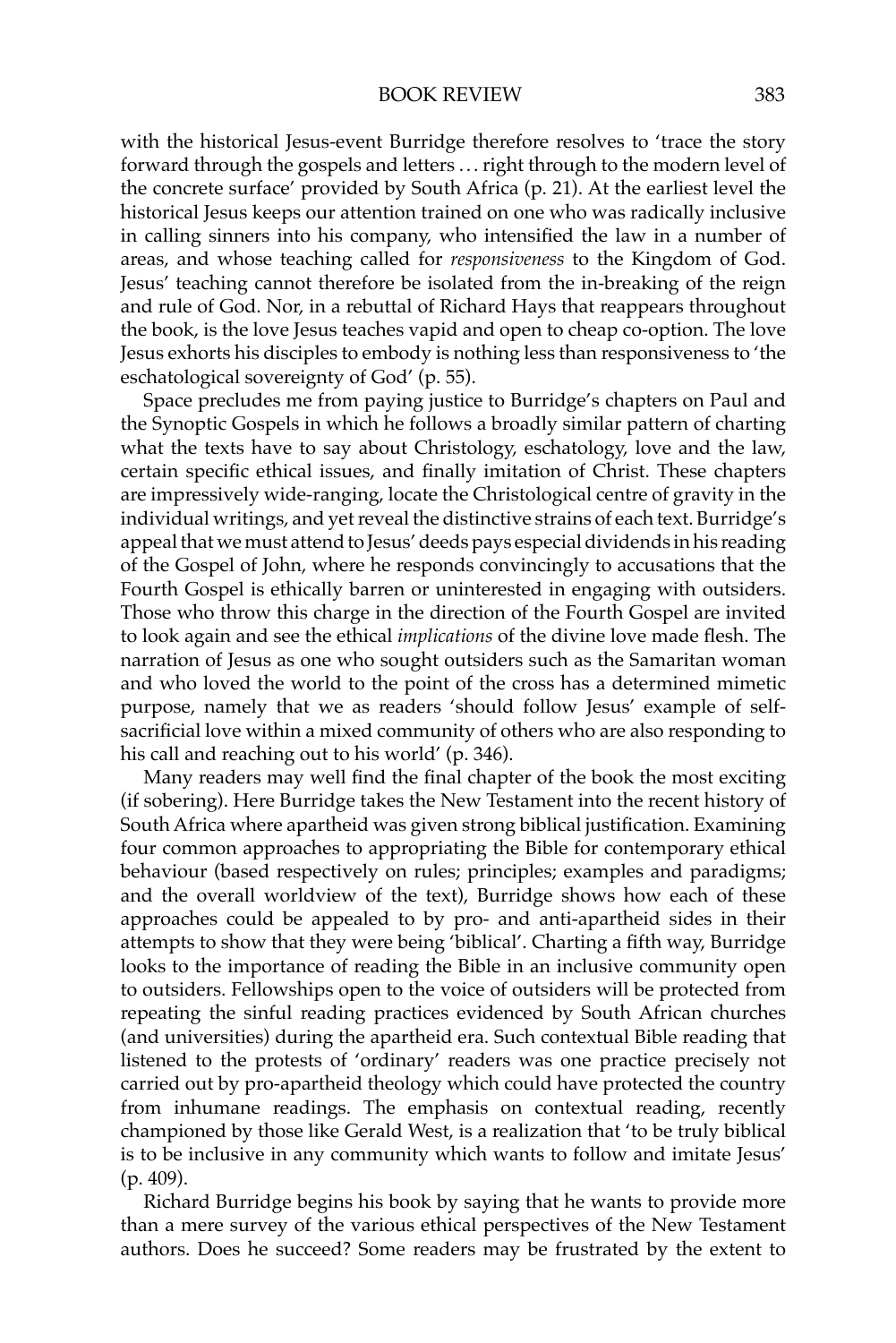with the historical Jesus-event Burridge therefore resolves to 'trace the story forward through the gospels and letters ... right through to the modern level of the concrete surface' provided by South Africa (p. 21). At the earliest level the historical Jesus keeps our attention trained on one who was radically inclusive in calling sinners into his company, who intensified the law in a number of areas, and whose teaching called for *responsiveness* to the Kingdom of God. Jesus' teaching cannot therefore be isolated from the in-breaking of the reign and rule of God. Nor, in a rebuttal of Richard Hays that reappears throughout the book, is the love Jesus teaches vapid and open to cheap co-option. The love Jesus exhorts his disciples to embody is nothing less than responsiveness to 'the eschatological sovereignty of God' (p. 55).

Space precludes me from paying justice to Burridge's chapters on Paul and the Synoptic Gospels in which he follows a broadly similar pattern of charting what the texts have to say about Christology, eschatology, love and the law, certain specific ethical issues, and finally imitation of Christ. These chapters are impressively wide-ranging, locate the Christological centre of gravity in the individual writings, and yet reveal the distinctive strains of each text. Burridge's appeal that we must attend to Jesus' deeds pays especial dividends in his reading of the Gospel of John, where he responds convincingly to accusations that the Fourth Gospel is ethically barren or uninterested in engaging with outsiders. Those who throw this charge in the direction of the Fourth Gospel are invited to look again and see the ethical *implications* of the divine love made flesh. The narration of Jesus as one who sought outsiders such as the Samaritan woman and who loved the world to the point of the cross has a determined mimetic purpose, namely that we as readers 'should follow Jesus' example of self-sacrificial love within a mixed community of others who are also responding to his call and reaching out to his world' (p. 346).

Many readers may well find the final chapter of the book the most exciting (if sobering). Here Burridge takes the New Testament into the recent history of South Africa where apartheid was given strong biblical justification. Examining four common approaches to appropriating the Bible for contemporary ethical behaviour (based respectively on rules; principles; examples and paradigms; and the overall worldview of the text), Burridge shows how each of these approaches could be appealed to by pro- and anti-apartheid sides in their attempts to show that they were being 'biblical'. Charting a fifth way, Burridge looks to the importance of reading the Bible in an inclusive community open to outsiders. Fellowships open to the voice of outsiders will be protected from repeating the sinful reading practices evidenced by South African churches (and universities) during the apartheid era. Such contextual Bible reading that listened to the protests of 'ordinary' readers was one practice precisely not carried out by pro-apartheid theology which could have protected the country from inhumane readings. The emphasis on contextual reading, recently championed by those like Gerald West, is a realization that 'to be truly biblical is to be inclusive in any community which wants to follow and imitate Jesus' (p. 409).

Richard Burridge begins his book by saying that he wants to provide more than a mere survey of the various ethical perspectives of the New Testament authors. Does he succeed? Some readers may be frustrated by the extent to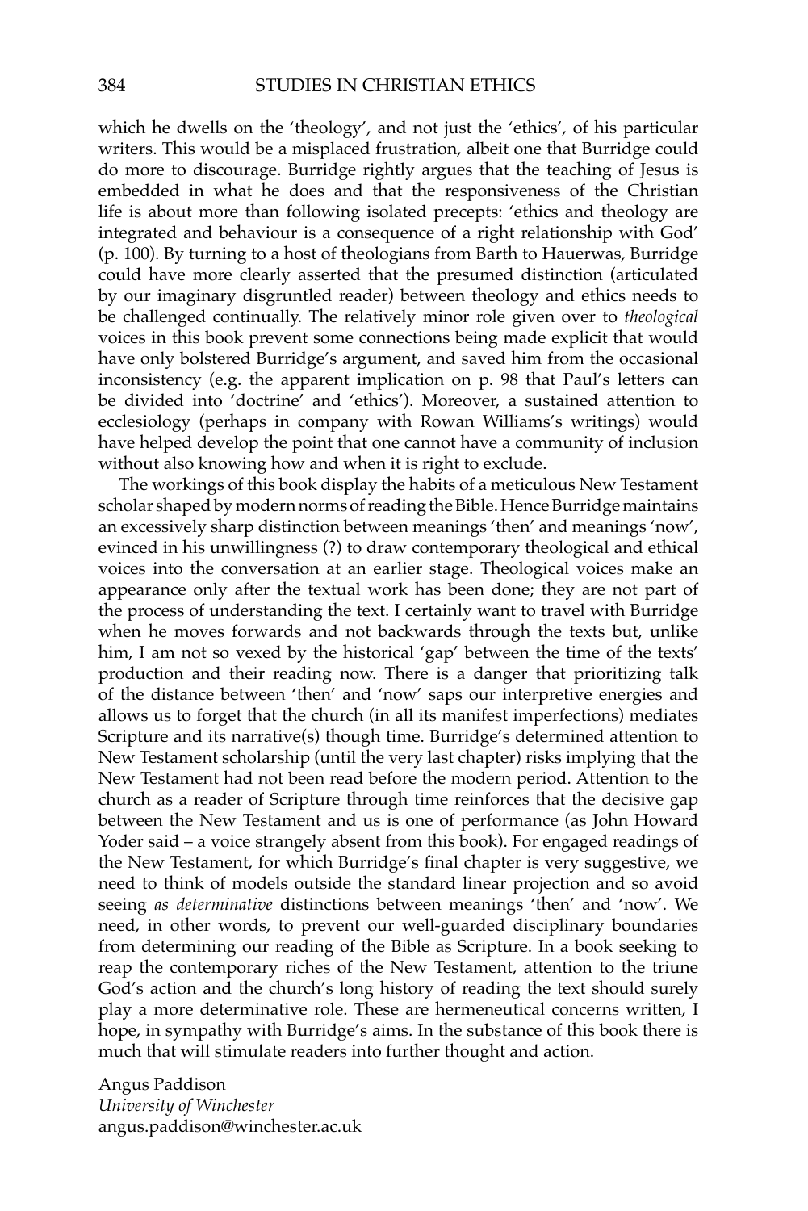which he dwells on the 'theology', and not just the 'ethics', of his particular writers. This would be a misplaced frustration, albeit one that Burridge could do more to discourage. Burridge rightly argues that the teaching of Jesus is embedded in what he does and that the responsiveness of the Christian life is about more than following isolated precepts: 'ethics and theology are integrated and behaviour is a consequence of a right relationship with God' (p. 100). By turning to a host of theologians from Barth to Hauerwas, Burridge could have more clearly asserted that the presumed distinction (articulated by our imaginary disgruntled reader) between theology and ethics needs to be challenged continually. The relatively minor role given over to *theological* voices in this book prevent some connections being made explicit that would have only bolstered Burridge's argument, and saved him from the occasional inconsistency (e.g. the apparent implication on p. 98 that Paul's letters can be divided into 'doctrine' and 'ethics'). Moreover, a sustained attention to ecclesiology (perhaps in company with Rowan Williams's writings) would have helped develop the point that one cannot have a community of inclusion without also knowing how and when it is right to exclude.

The workings of this book display the habits of a meticulous New Testament scholar shaped by modern norms of reading the Bible. Hence Burridge maintains an excessively sharp distinction between meanings 'then' and meanings 'now', evinced in his unwillingness (?) to draw contemporary theological and ethical voices into the conversation at an earlier stage. Theological voices make an appearance only after the textual work has been done; they are not part of the process of understanding the text. I certainly want to travel with Burridge when he moves forwards and not backwards through the texts but, unlike him, I am not so vexed by the historical 'gap' between the time of the texts' production and their reading now. There is a danger that prioritizing talk of the distance between 'then' and 'now' saps our interpretive energies and allows us to forget that the church (in all its manifest imperfections) mediates Scripture and its narrative(s) though time. Burridge's determined attention to New Testament scholarship (until the very last chapter) risks implying that the New Testament had not been read before the modern period. Attention to the church as a reader of Scripture through time reinforces that the decisive gap between the New Testament and us is one of performance (as John Howard Yoder said – a voice strangely absent from this book). For engaged readings of the New Testament, for which Burridge's final chapter is very suggestive, we need to think of models outside the standard linear projection and so avoid seeing *as determinative* distinctions between meanings 'then' and 'now'. We need, in other words, to prevent our well-guarded disciplinary boundaries from determining our reading of the Bible as Scripture. In a book seeking to reap the contemporary riches of the New Testament, attention to the triune God's action and the church's long history of reading the text should surely play a more determinative role. These are hermeneutical concerns written, I hope, in sympathy with Burridge's aims. In the substance of this book there is much that will stimulate readers into further thought and action.

Angus Paddison
*University of Winchester*
angus.paddison@winchester.ac.uk